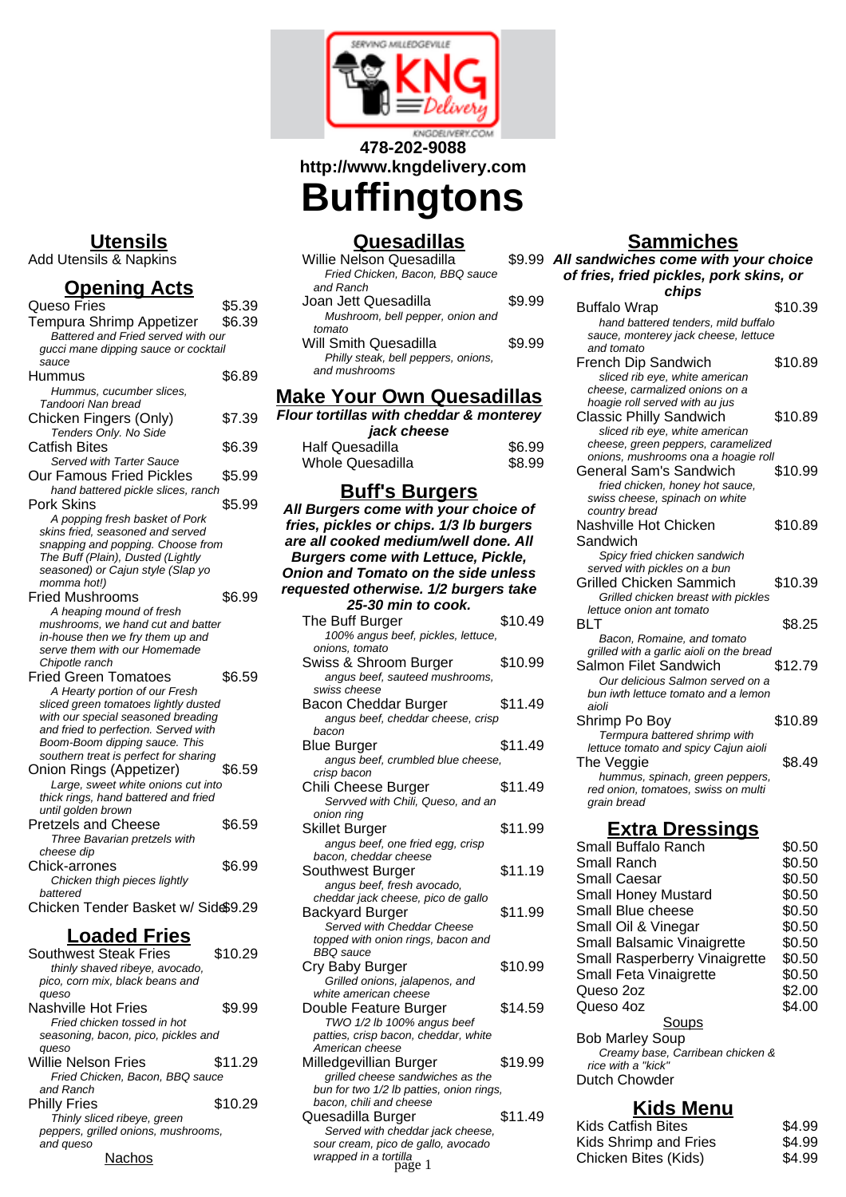478-202-9088
http://www.kngdelivery.com

# Buffingtons

## Utensils

Add Utensils & Napkins

## Opening Acts

| Item | Price |
|---|---|
| Queso Fries | $5.39 |
| Tempura Shrimp Appetizer<br>*Battered and Fried served with our gucci mane dipping sauce or cocktail sauce* | $6.39 |
| Hummus<br>*Hummus, cucumber slices, Tandoori Nan bread* | $6.89 |
| Chicken Fingers (Only)<br>*Tenders Only. No Side* | $7.39 |
| Catfish Bites<br>*Served with Tarter Sauce* | $6.39 |
| Our Famous Fried Pickles<br>*hand battered pickle slices, ranch* | $5.99 |
| Pork Skins<br>*A popping fresh basket of Pork skins fried, seasoned and served snapping and popping. Choose from The Buff (Plain), Dusted (Lightly seasoned) or Cajun style (Slap yo momma hot!)* | $5.99 |
| Fried Mushrooms<br>*A heaping mound of fresh mushrooms, we hand cut and batter in-house then we fry them up and serve them with our Homemade Chipotle ranch* | $6.99 |
| Fried Green Tomatoes<br>*A Hearty portion of our Fresh sliced green tomatoes lightly dusted with our special seasoned breading and fried to perfection. Served with Boom-Boom dipping sauce. This southern treat is perfect for sharing* | $6.59 |
| Onion Rings (Appetizer)<br>*Large, sweet white onions cut into thick rings, hand battered and fried until golden brown* | $6.59 |
| Pretzels and Cheese<br>*Three Bavarian pretzels with cheese dip* | $6.59 |
| Chick-arrones<br>*Chicken thigh pieces lightly battered* | $6.99 |
| Chicken Tender Basket w/ Side | $9.29 |

## Loaded Fries

| Item | Price |
|---|---|
| Southwest Steak Fries<br>*thinly shaved ribeye, avocado, pico, corn mix, black beans and queso* | $10.29 |
| Nashville Hot Fries<br>*Fried chicken tossed in hot seasoning, bacon, pico, pickles and queso* | $9.99 |
| Willie Nelson Fries<br>*Fried Chicken, Bacon, BBQ sauce and Ranch* | $11.29 |
| Philly Fries<br>*Thinly sliced ribeye, green peppers, grilled onions, mushrooms, and queso* | $10.29 |

Nachos

## Quesadillas

| Item | Price |
|---|---|
| Willie Nelson Quesadilla<br>*Fried Chicken, Bacon, BBQ sauce and Ranch* | $9.99 |
| Joan Jett Quesadilla<br>*Mushroom, bell pepper, onion and tomato* | $9.99 |
| Will Smith Quesadilla<br>*Philly steak, bell peppers, onions, and mushrooms* | $9.99 |

## Make Your Own Quesadillas

***Flour tortillas with cheddar & monterey jack cheese***

| Item | Price |
|---|---|
| Half Quesadilla | $6.99 |
| Whole Quesadilla | $8.99 |

## Buff's Burgers

***All Burgers come with your choice of fries, pickles or chips. 1/3 lb burgers are all cooked medium/well done. All Burgers come with Lettuce, Pickle, Onion and Tomato on the side unless requested otherwise. 1/2 burgers take 25-30 min to cook.***

| Item | Price |
|---|---|
| The Buff Burger<br>*100% angus beef, pickles, lettuce, onions, tomato* | $10.49 |
| Swiss & Shroom Burger<br>*angus beef, sauteed mushrooms, swiss cheese* | $10.99 |
| Bacon Cheddar Burger<br>*angus beef, cheddar cheese, crisp bacon* | $11.49 |
| Blue Burger<br>*angus beef, crumbled blue cheese, crisp bacon* | $11.49 |
| Chili Cheese Burger<br>*Servved with Chili, Queso, and an onion ring* | $11.49 |
| Skillet Burger<br>*angus beef, one fried egg, crisp bacon, cheddar cheese* | $11.99 |
| Southwest Burger<br>*angus beef, fresh avocado, cheddar jack cheese, pico de gallo* | $11.19 |
| Backyard Burger<br>*Served with Cheddar Cheese topped with onion rings, bacon and BBQ sauce* | $11.99 |
| Cry Baby Burger<br>*Grilled onions, jalapenos, and white american cheese* | $10.99 |
| Double Feature Burger<br>*TWO 1/2 lb 100% angus beef patties, crisp bacon, cheddar, white American cheese* | $14.59 |
| Milledgevillian Burger<br>*grilled cheese sandwiches as the bun for two 1/2 lb patties, onion rings, bacon, chili and cheese* | $19.99 |
| Quesadilla Burger<br>*Served with cheddar jack cheese, sour cream, pico de gallo, avocado wrapped in a tortilla* | $11.49 |

## Sammiches

***All sandwiches come with your choice of fries, fried pickles, pork skins, or chips***

| Item | Price |
|---|---|
| Buffalo Wrap<br>*hand battered tenders, mild buffalo sauce, monterey jack cheese, lettuce and tomato* | $10.39 |
| French Dip Sandwich<br>*sliced rib eye, white american cheese, carmalized onions on a hoagie roll served with au jus* | $10.89 |
| Classic Philly Sandwich<br>*sliced rib eye, white american cheese, green peppers, caramelized onions, mushrooms ona a hoagie roll* | $10.89 |
| General Sam's Sandwich<br>*fried chicken, honey hot sauce, swiss cheese, spinach on white country bread* | $10.99 |
| Nashville Hot Chicken Sandwich<br>*Spicy fried chicken sandwich served with pickles on a bun* | $10.89 |
| Grilled Chicken Sammich<br>*Grilled chicken breast with pickles lettuce onion ant tomato* | $10.39 |
| BLT<br>*Bacon, Romaine, and tomato grilled with a garlic aioli on the bread* | $8.25 |
| Salmon Filet Sandwich<br>*Our delicious Salmon served on a bun iwth lettuce tomato and a lemon aioli* | $12.79 |
| Shrimp Po Boy<br>*Termpura battered shrimp with lettuce tomato and spicy Cajun aioli* | $10.89 |
| The Veggie<br>*hummus, spinach, green peppers, red onion, tomatoes, swiss on multi grain bread* | $8.49 |

## Extra Dressings

| Item | Price |
|---|---|
| Small Buffalo Ranch | $0.50 |
| Small Ranch | $0.50 |
| Small Caesar | $0.50 |
| Small Honey Mustard | $0.50 |
| Small Blue cheese | $0.50 |
| Small Oil & Vinegar | $0.50 |
| Small Balsamic Vinaigrette | $0.50 |
| Small Rasperberry Vinaigrette | $0.50 |
| Small Feta Vinaigrette | $0.50 |
| Queso 2oz | $2.00 |
| Queso 4oz | $4.00 |

### Soups

Bob Marley Soup
*Creamy base, Carribean chicken & rice with a "kick"*

Dutch Chowder

## Kids Menu

| Item | Price |
|---|---|
| Kids Catfish Bites | $4.99 |
| Kids Shrimp and Fries | $4.99 |
| Chicken Bites (Kids) | $4.99 |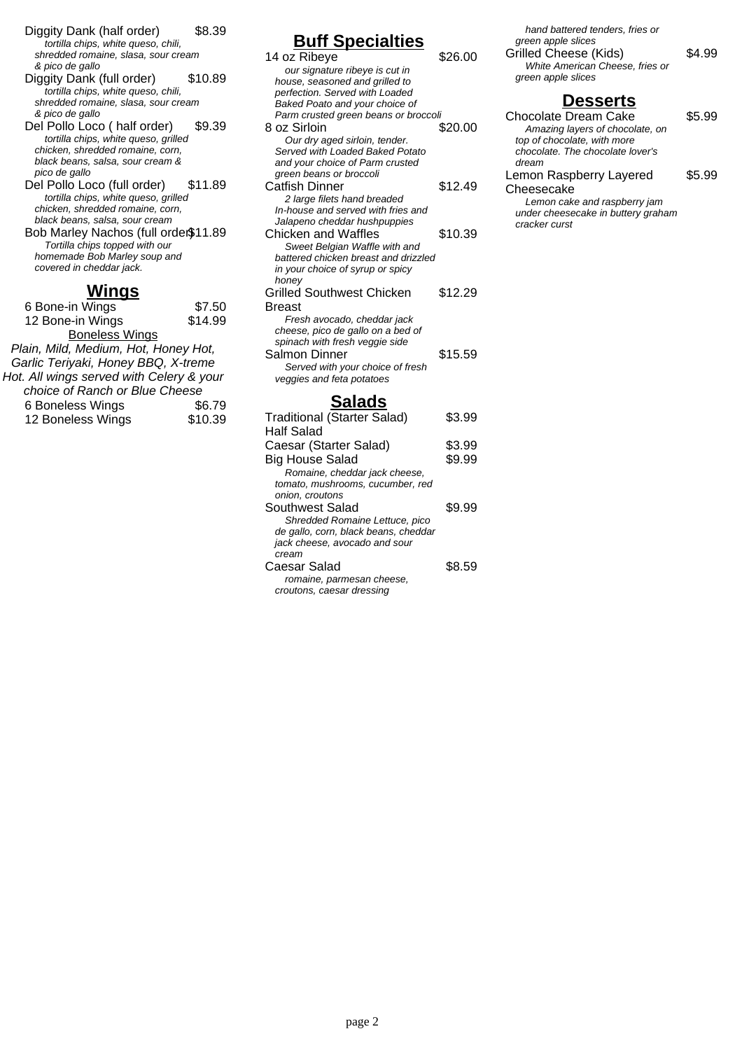Diggity Dank (half order) $8.39
*tortilla chips, white queso, chili, shredded romaine, slasa, sour cream & pico de gallo*

Diggity Dank (full order) $10.89
*tortilla chips, white queso, chili, shredded romaine, slasa, sour cream & pico de gallo*

Del Pollo Loco ( half order) $9.39
*tortilla chips, white queso, grilled chicken, shredded romaine, corn, black beans, salsa, sour cream & pico de gallo*

Del Pollo Loco (full order) $11.89
*tortilla chips, white queso, grilled chicken, shredded romaine, corn, black beans, salsa, sour cream*

Bob Marley Nachos (full order) $11.89
*Tortilla chips topped with our homemade Bob Marley soup and covered in cheddar jack.*

## Wings

6 Bone-in Wings $7.50
12 Bone-in Wings $14.99

Boneless Wings

*Plain, Mild, Medium, Hot, Honey Hot, Garlic Teriyaki, Honey BBQ, X-treme Hot. All wings served with Celery & your choice of Ranch or Blue Cheese*

6 Boneless Wings $6.79
12 Boneless Wings $10.39

## Buff Specialties

14 oz Ribeye $26.00
*our signature ribeye is cut in house, seasoned and grilled to perfection. Served with Loaded Baked Poato and your choice of Parm crusted green beans or broccoli*

8 oz Sirloin $20.00
*Our dry aged sirloin, tender. Served with Loaded Baked Potato and your choice of Parm crusted green beans or broccoli*

Catfish Dinner $12.49
*2 large filets hand breaded In-house and served with fries and Jalapeno cheddar hushpuppies*

Chicken and Waffles $10.39
*Sweet Belgian Waffle with and battered chicken breast and drizzled in your choice of syrup or spicy honey*

Grilled Southwest Chicken Breast $12.29
*Fresh avocado, cheddar jack cheese, pico de gallo on a bed of spinach with fresh veggie side*

Salmon Dinner $15.59
*Served with your choice of fresh veggies and feta potatoes*

## Salads

Traditional (Starter Salad) Half Salad $3.99

Caesar (Starter Salad) $3.99

Big House Salad $9.99
*Romaine, cheddar jack cheese, tomato, mushrooms, cucumber, red onion, croutons*

Southwest Salad $9.99
*Shredded Romaine Lettuce, pico de gallo, corn, black beans, cheddar jack cheese, avocado and sour cream*

Caesar Salad $8.59
*romaine, parmesan cheese, croutons, caesar dressing*

*hand battered tenders, fries or green apple slices*

Grilled Cheese (Kids) $4.99
*White American Cheese, fries or green apple slices*

## Desserts

Chocolate Dream Cake $5.99
*Amazing layers of chocolate, on top of chocolate, with more chocolate. The chocolate lover's dream*

Lemon Raspberry Layered Cheesecake $5.99
*Lemon cake and raspberry jam under cheesecake in buttery graham cracker curst*